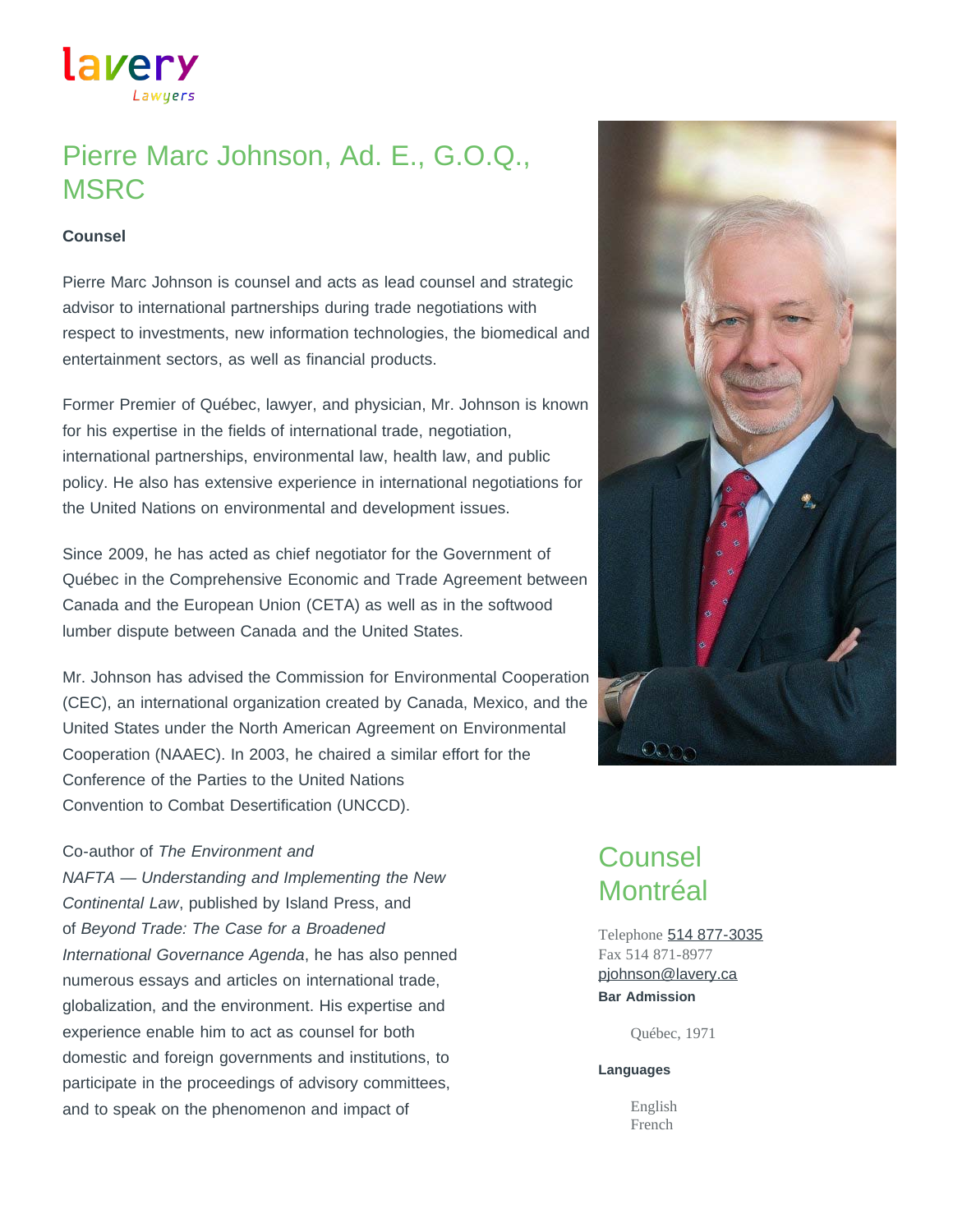lavery
Lawyers

# Pierre Marc Johnson, Ad. E., G.O.Q., MSRC

**Counsel**

Pierre Marc Johnson is counsel and acts as lead counsel and strategic advisor to international partnerships during trade negotiations with respect to investments, new information technologies, the biomedical and entertainment sectors, as well as financial products.

Former Premier of Québec, lawyer, and physician, Mr. Johnson is known for his expertise in the fields of international trade, negotiation, international partnerships, environmental law, health law, and public policy. He also has extensive experience in international negotiations for the United Nations on environmental and development issues.

Since 2009, he has acted as chief negotiator for the Government of Québec in the Comprehensive Economic and Trade Agreement between Canada and the European Union (CETA) as well as in the softwood lumber dispute between Canada and the United States.

Mr. Johnson has advised the Commission for Environmental Cooperation (CEC), an international organization created by Canada, Mexico, and the United States under the North American Agreement on Environmental Cooperation (NAAEC). In 2003, he chaired a similar effort for the Conference of the Parties to the United Nations Convention to Combat Desertification (UNCCD).

Co-author of *The Environment and NAFTA — Understanding and Implementing the New Continental Law*, published by Island Press, and of *Beyond Trade: The Case for a Broadened International Governance Agenda*, he has also penned numerous essays and articles on international trade, globalization, and the environment. His expertise and experience enable him to act as counsel for both domestic and foreign governments and institutions, to participate in the proceedings of advisory committees, and to speak on the phenomenon and impact of

## Counsel
## Montréal

Telephone 514 877-3035
Fax 514 871-8977
pjohnson@lavery.ca

**Bar Admission**

Québec, 1971

**Languages**

English
French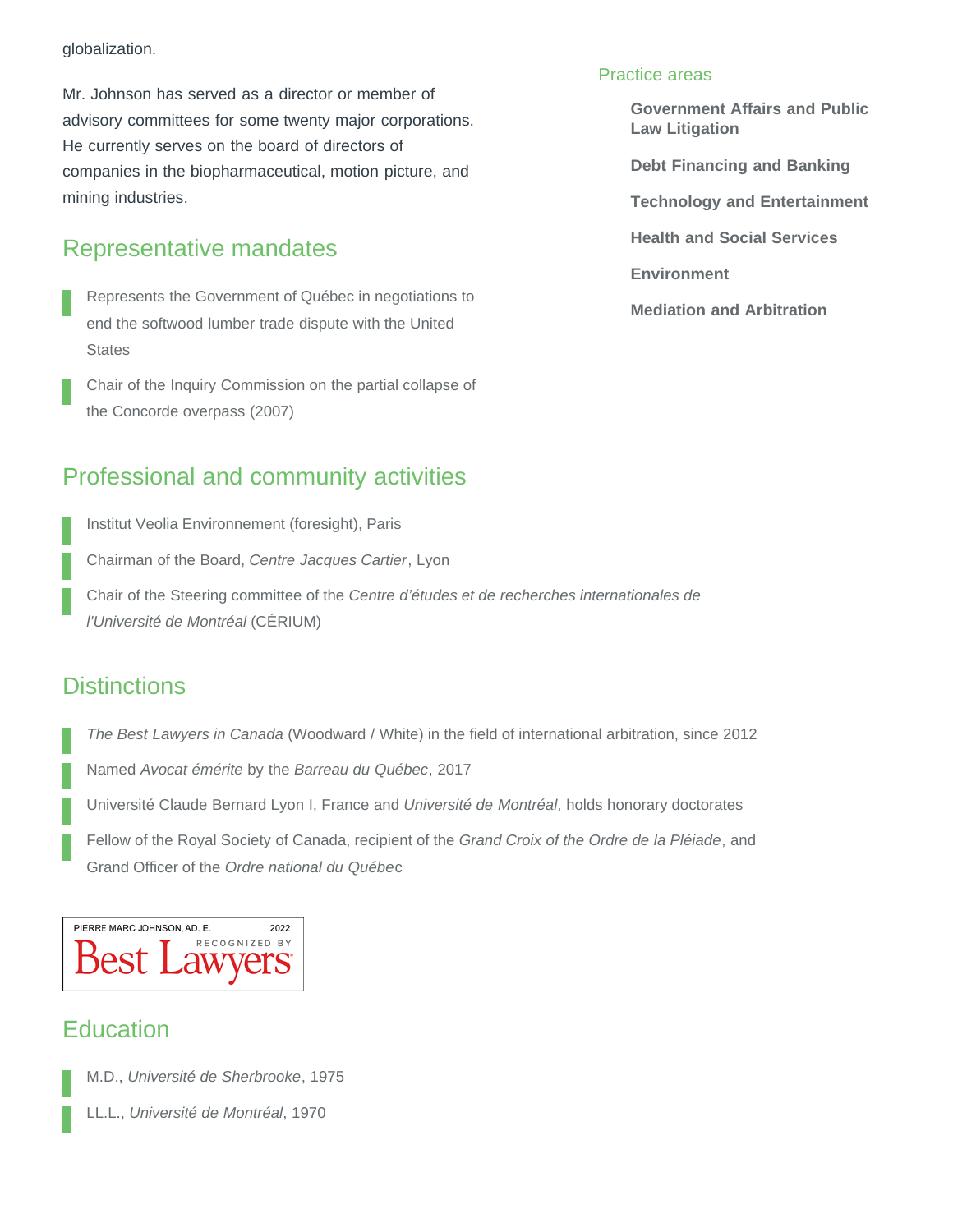globalization.

Mr. Johnson has served as a director or member of advisory committees for some twenty major corporations. He currently serves on the board of directors of companies in the biopharmaceutical, motion picture, and mining industries.

## Practice areas

- **Government Affairs and Public Law Litigation**
- **Debt Financing and Banking**
- **Technology and Entertainment**
- **Health and Social Services**
- **Environment**
- **Mediation and Arbitration**

## Representative mandates

- Represents the Government of Québec in negotiations to end the softwood lumber trade dispute with the United States
- Chair of the Inquiry Commission on the partial collapse of the Concorde overpass (2007)

## Professional and community activities

- Institut Veolia Environnement (foresight), Paris
- Chairman of the Board, *Centre Jacques Cartier*, Lyon
- Chair of the Steering committee of the *Centre d'études et de recherches internationales de l'Université de Montréal* (CÉRIUM)

## Distinctions

- *The Best Lawyers in Canada* (Woodward / White) in the field of international arbitration, since 2012
- Named *Avocat émérite* by the *Barreau du Québec*, 2017
- Université Claude Bernard Lyon I, France and *Université de Montréal*, holds honorary doctorates
- Fellow of the Royal Society of Canada, recipient of the *Grand Croix of the Ordre de la Pléiade*, and Grand Officer of the *Ordre national du Québe*c

PIERRE MARC JOHNSON, AD. E. 2022
RECOGNIZED BY
Best Lawyers

## Education

- M.D., *Université de Sherbrooke*, 1975
- LL.L., *Université de Montréal*, 1970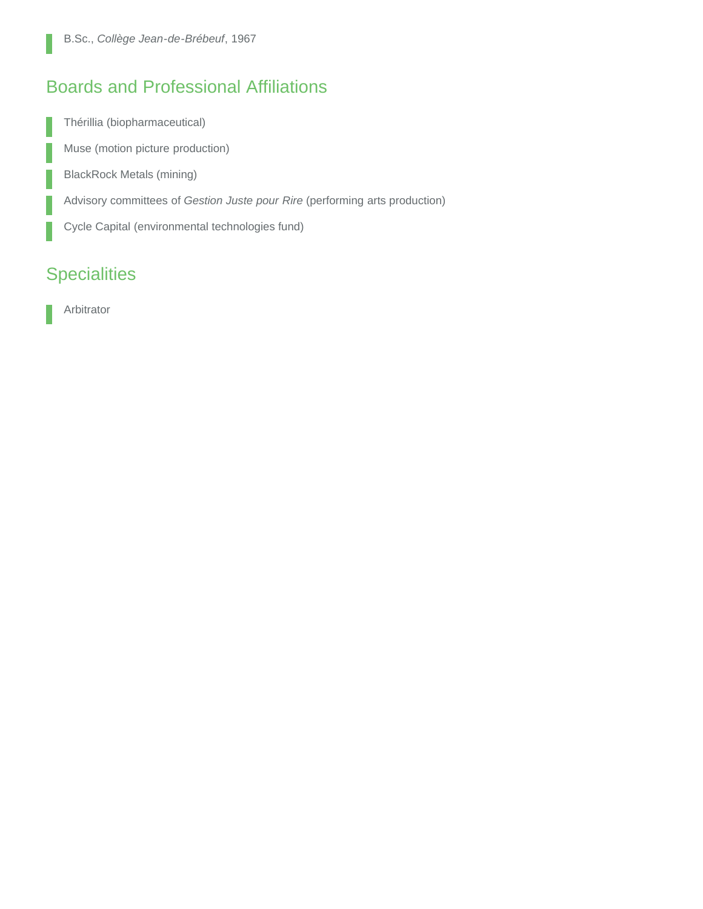- B.Sc., *Collège Jean-de-Brébeuf*, 1967

## Boards and Professional Affiliations

- Thérillia (biopharmaceutical)
- Muse (motion picture production)
- BlackRock Metals (mining)
- Advisory committees of *Gestion Juste pour Rire* (performing arts production)
- Cycle Capital (environmental technologies fund)

## Specialities

- Arbitrator